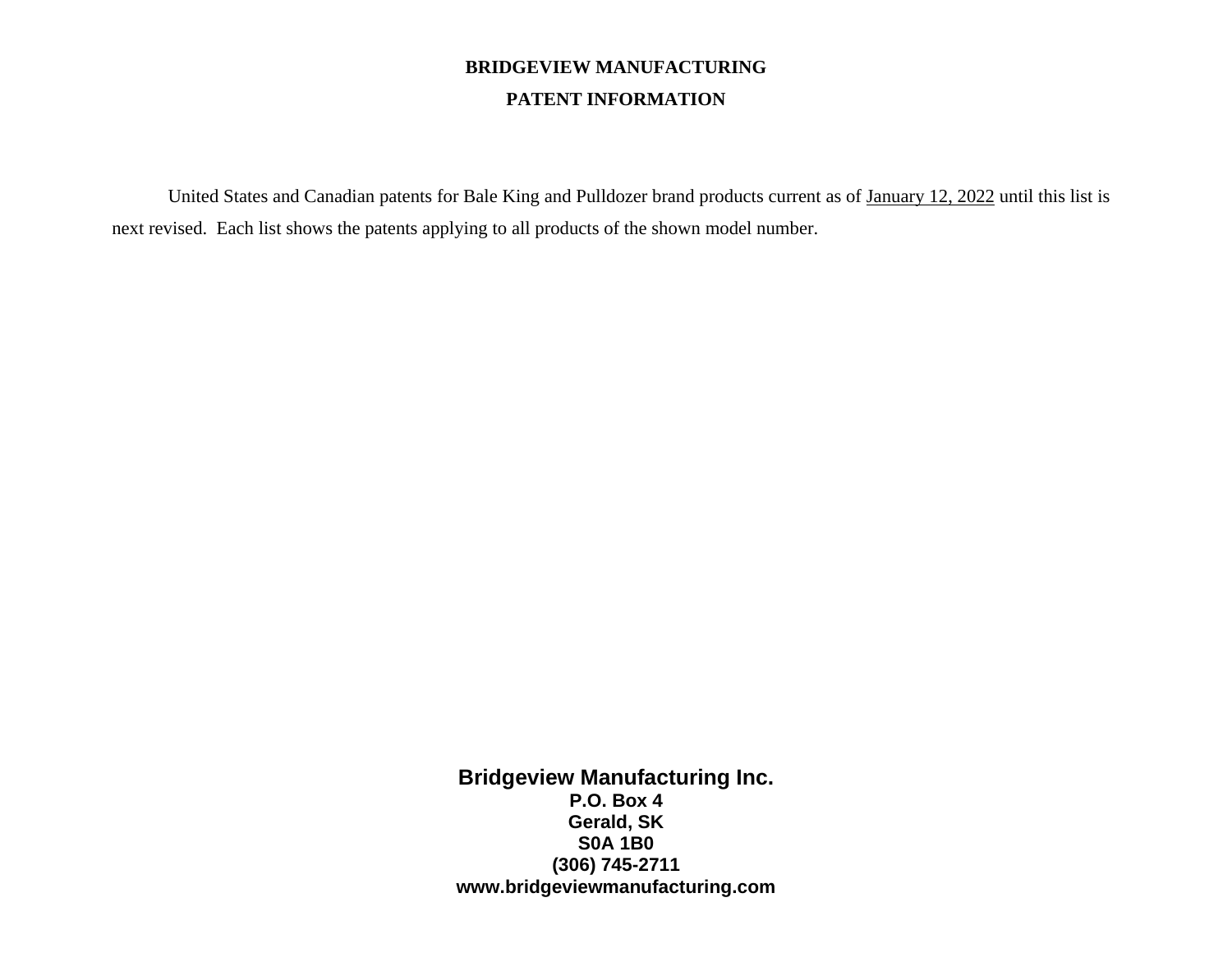# BRIDGEVIEW MANUFACTURING

## PATENT INFORMATION

United States and Canadian patents for Bale King and Pulldozer brand products current as of January 12, 2022 until this list is next revised. Each list shows the patents applying to all products of the shown model number.

**Bridgeview Manufacturing Inc.**
**P.O. Box 4**
**Gerald, SK**
**S0A 1B0**
**(306) 745-2711**
**www.bridgeviewmanufacturing.com**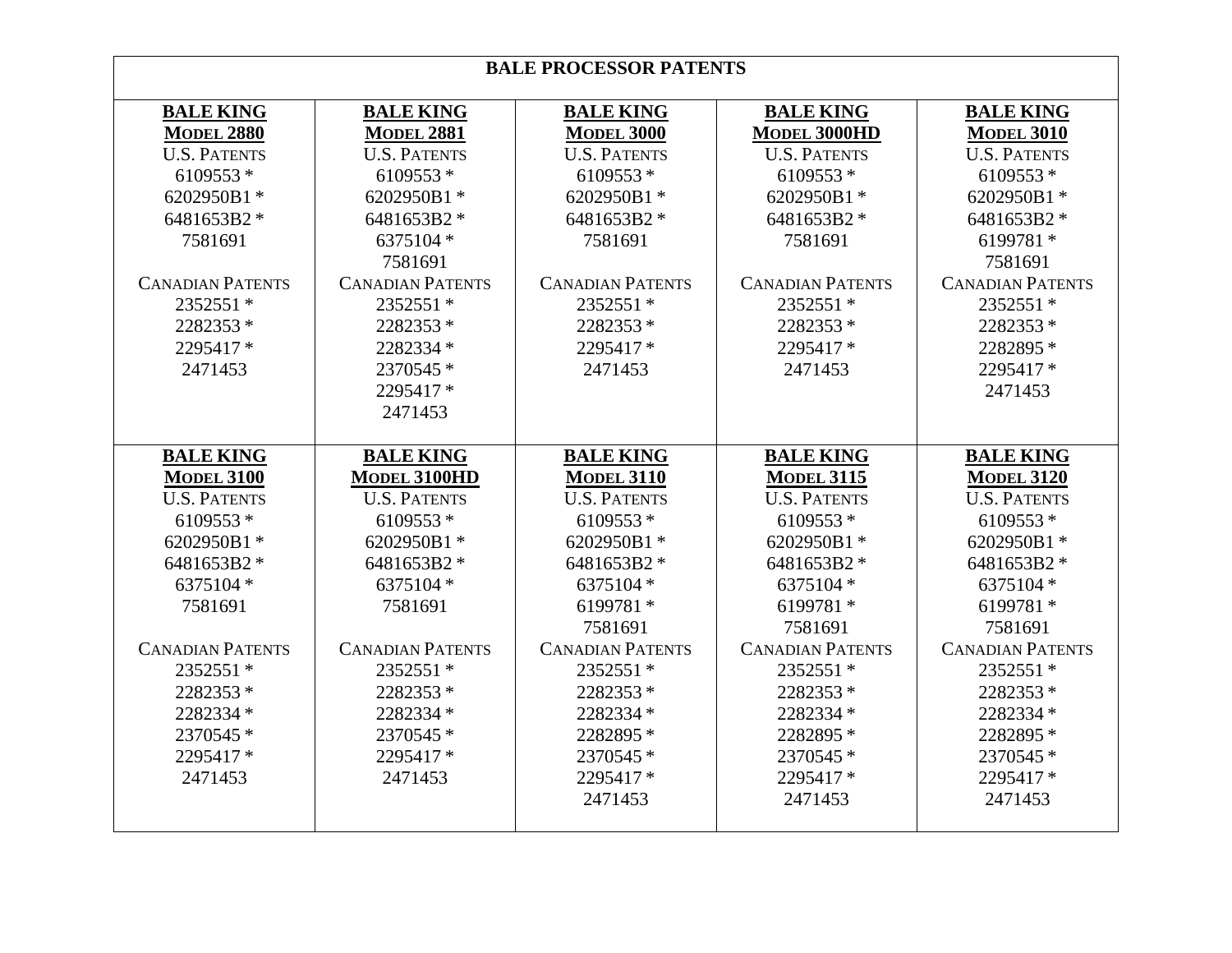# BALE PROCESSOR PATENTS

| BALE KING MODEL 2880 | BALE KING MODEL 2881 | BALE KING MODEL 3000 | BALE KING MODEL 3000HD | BALE KING MODEL 3010 |
|---|---|---|---|---|
| U.S. PATENTS<br>6109553 *<br>6202950B1 *<br>6481653B2 *<br>7581691<br><br>CANADIAN PATENTS<br>2352551 *<br>2282353 *<br>2295417 *<br>2471453 | U.S. PATENTS<br>6109553 *<br>6202950B1 *<br>6481653B2 *<br>6375104 *<br>7581691<br>CANADIAN PATENTS<br>2352551 *<br>2282353 *<br>2282334 *<br>2370545 *<br>2295417 *<br>2471453 | U.S. PATENTS<br>6109553 *<br>6202950B1 *<br>6481653B2 *<br>7581691<br><br>CANADIAN PATENTS<br>2352551 *<br>2282353 *<br>2295417 *<br>2471453 | U.S. PATENTS<br>6109553 *<br>6202950B1 *<br>6481653B2 *<br>7581691<br><br>CANADIAN PATENTS<br>2352551 *<br>2282353 *<br>2295417 *<br>2471453 | U.S. PATENTS<br>6109553 *<br>6202950B1 *<br>6481653B2 *<br>6199781 *<br>7581691<br>CANADIAN PATENTS<br>2352551 *<br>2282353 *<br>2282895 *<br>2295417 *<br>2471453 |
| **BALE KING MODEL 3100** | **BALE KING MODEL 3100HD** | **BALE KING MODEL 3110** | **BALE KING MODEL 3115** | **BALE KING MODEL 3120** |
| U.S. PATENTS<br>6109553 *<br>6202950B1 *<br>6481653B2 *<br>6375104 *<br>7581691<br><br>CANADIAN PATENTS<br>2352551 *<br>2282353 *<br>2282334 *<br>2370545 *<br>2295417 *<br>2471453 | U.S. PATENTS<br>6109553 *<br>6202950B1 *<br>6481653B2 *<br>6375104 *<br>7581691<br><br>CANADIAN PATENTS<br>2352551 *<br>2282353 *<br>2282334 *<br>2370545 *<br>2295417 *<br>2471453 | U.S. PATENTS<br>6109553 *<br>6202950B1 *<br>6481653B2 *<br>6375104 *<br>6199781 *<br>7581691<br>CANADIAN PATENTS<br>2352551 *<br>2282353 *<br>2282334 *<br>2282895 *<br>2370545 *<br>2295417 *<br>2471453 | U.S. PATENTS<br>6109553 *<br>6202950B1 *<br>6481653B2 *<br>6375104 *<br>6199781 *<br>7581691<br>CANADIAN PATENTS<br>2352551 *<br>2282353 *<br>2282334 *<br>2282895 *<br>2370545 *<br>2295417 *<br>2471453 | U.S. PATENTS<br>6109553 *<br>6202950B1 *<br>6481653B2 *<br>6375104 *<br>6199781 *<br>7581691<br>CANADIAN PATENTS<br>2352551 *<br>2282353 *<br>2282334 *<br>2282895 *<br>2370545 *<br>2295417 *<br>2471453 |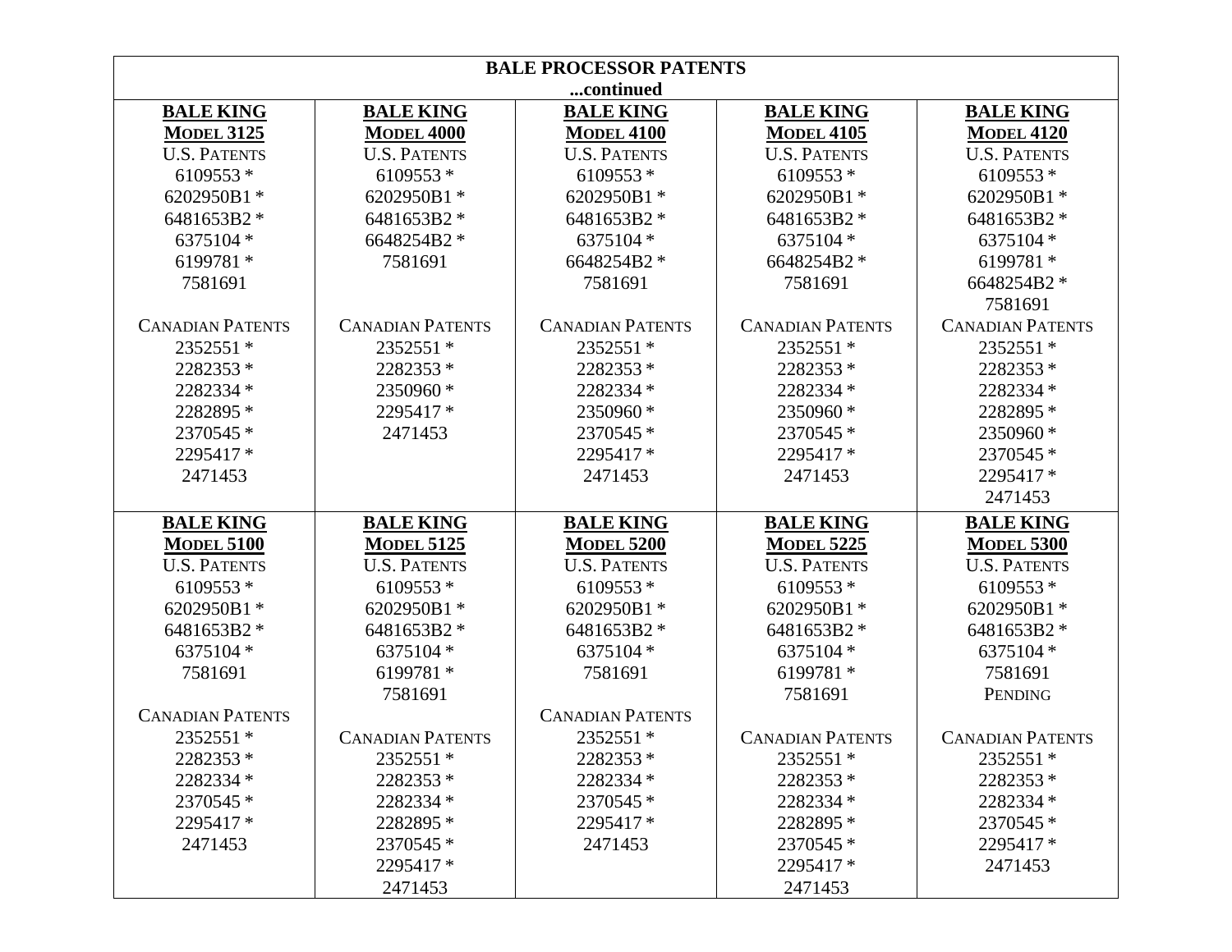# BALE PROCESSOR PATENTS

**...continued**

| BALE KING MODEL 3125 | BALE KING MODEL 4000 | BALE KING MODEL 4100 | BALE KING MODEL 4105 | BALE KING MODEL 4120 |
|---|---|---|---|---|
| U.S. PATENTS<br>6109553 *<br>6202950B1 *<br>6481653B2 *<br>6375104 *<br>6199781 *<br>7581691<br><br>CANADIAN PATENTS<br>2352551 *<br>2282353 *<br>2282334 *<br>2282895 *<br>2370545 *<br>2295417 *<br>2471453 | U.S. PATENTS<br>6109553 *<br>6202950B1 *<br>6481653B2 *<br>6648254B2 *<br>7581691<br><br>CANADIAN PATENTS<br>2352551 *<br>2282353 *<br>2350960 *<br>2295417 *<br>2471453 | U.S. PATENTS<br>6109553 *<br>6202950B1 *<br>6481653B2 *<br>6375104 *<br>6648254B2 *<br>7581691<br><br>CANADIAN PATENTS<br>2352551 *<br>2282353 *<br>2282334 *<br>2350960 *<br>2370545 *<br>2295417 *<br>2471453 | U.S. PATENTS<br>6109553 *<br>6202950B1 *<br>6481653B2 *<br>6375104 *<br>6648254B2 *<br>7581691<br><br>CANADIAN PATENTS<br>2352551 *<br>2282353 *<br>2282334 *<br>2350960 *<br>2370545 *<br>2295417 *<br>2471453 | U.S. PATENTS<br>6109553 *<br>6202950B1 *<br>6481653B2 *<br>6375104 *<br>6199781 *<br>6648254B2 *<br>7581691<br>CANADIAN PATENTS<br>2352551 *<br>2282353 *<br>2282334 *<br>2282895 *<br>2350960 *<br>2370545 *<br>2295417 *<br>2471453 |
| **BALE KING MODEL 5100** | **BALE KING MODEL 5125** | **BALE KING MODEL 5200** | **BALE KING MODEL 5225** | **BALE KING MODEL 5300** |
| U.S. PATENTS<br>6109553 *<br>6202950B1 *<br>6481653B2 *<br>6375104 *<br>7581691<br><br>CANADIAN PATENTS<br>2352551 *<br>2282353 *<br>2282334 *<br>2370545 *<br>2295417 *<br>2471453 | U.S. PATENTS<br>6109553 *<br>6202950B1 *<br>6481653B2 *<br>6375104 *<br>6199781 *<br>7581691<br><br>CANADIAN PATENTS<br>2352551 *<br>2282353 *<br>2282334 *<br>2282895 *<br>2370545 *<br>2295417 *<br>2471453 | U.S. PATENTS<br>6109553 *<br>6202950B1 *<br>6481653B2 *<br>6375104 *<br>7581691<br><br>CANADIAN PATENTS<br>2352551 *<br>2282353 *<br>2282334 *<br>2370545 *<br>2295417 *<br>2471453 | U.S. PATENTS<br>6109553 *<br>6202950B1 *<br>6481653B2 *<br>6375104 *<br>6199781 *<br>7581691<br><br>CANADIAN PATENTS<br>2352551 *<br>2282353 *<br>2282334 *<br>2282895 *<br>2370545 *<br>2295417 *<br>2471453 | U.S. PATENTS<br>6109553 *<br>6202950B1 *<br>6481653B2 *<br>6375104 *<br>7581691<br>PENDING<br><br>CANADIAN PATENTS<br>2352551 *<br>2282353 *<br>2282334 *<br>2370545 *<br>2295417 *<br>2471453 |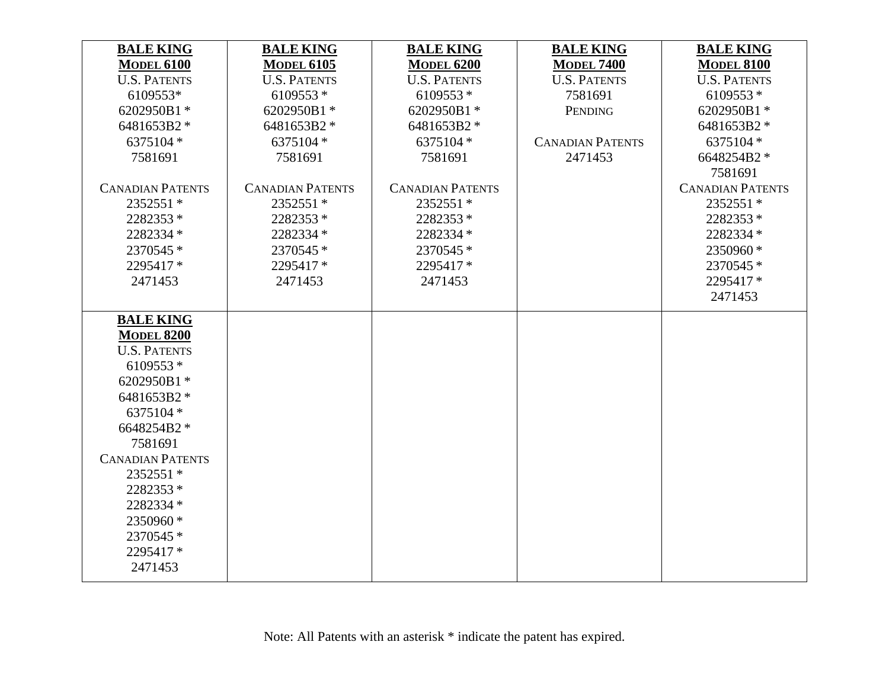| **BALE KING**<br>**MODEL 6100**<br>U.S. PATENTS<br>6109553*<br>6202950B1 *<br>6481653B2 *<br>6375104 *<br>7581691<br><br>CANADIAN PATENTS<br>2352551 *<br>2282353 *<br>2282334 *<br>2370545 *<br>2295417 *<br>2471453 | **BALE KING**<br>**MODEL 6105**<br>U.S. PATENTS<br>6109553 *<br>6202950B1 *<br>6481653B2 *<br>6375104 *<br>7581691<br><br>CANADIAN PATENTS<br>2352551 *<br>2282353 *<br>2282334 *<br>2370545 *<br>2295417 *<br>2471453 | **BALE KING**<br>**MODEL 6200**<br>U.S. PATENTS<br>6109553 *<br>6202950B1 *<br>6481653B2 *<br>6375104 *<br>7581691<br><br>CANADIAN PATENTS<br>2352551 *<br>2282353 *<br>2282334 *<br>2370545 *<br>2295417 *<br>2471453 | **BALE KING**<br>**MODEL 7400**<br>U.S. PATENTS<br>7581691<br>PENDING<br><br>CANADIAN PATENTS<br>2471453 | **BALE KING**<br>**MODEL 8100**<br>U.S. PATENTS<br>6109553 *<br>6202950B1 *<br>6481653B2 *<br>6375104 *<br>6648254B2 *<br>7581691<br>CANADIAN PATENTS<br>2352551 *<br>2282353 *<br>2282334 *<br>2350960 *<br>2370545 *<br>2295417 *<br>2471453 |
|---|---|---|---|---|
| **BALE KING**<br>**MODEL 8200**<br>U.S. PATENTS<br>6109553 *<br>6202950B1 *<br>6481653B2 *<br>6375104 *<br>6648254B2 *<br>7581691<br>CANADIAN PATENTS<br>2352551 *<br>2282353 *<br>2282334 *<br>2350960 *<br>2370545 *<br>2295417 *<br>2471453 | | | | |

Note: All Patents with an asterisk * indicate the patent has expired.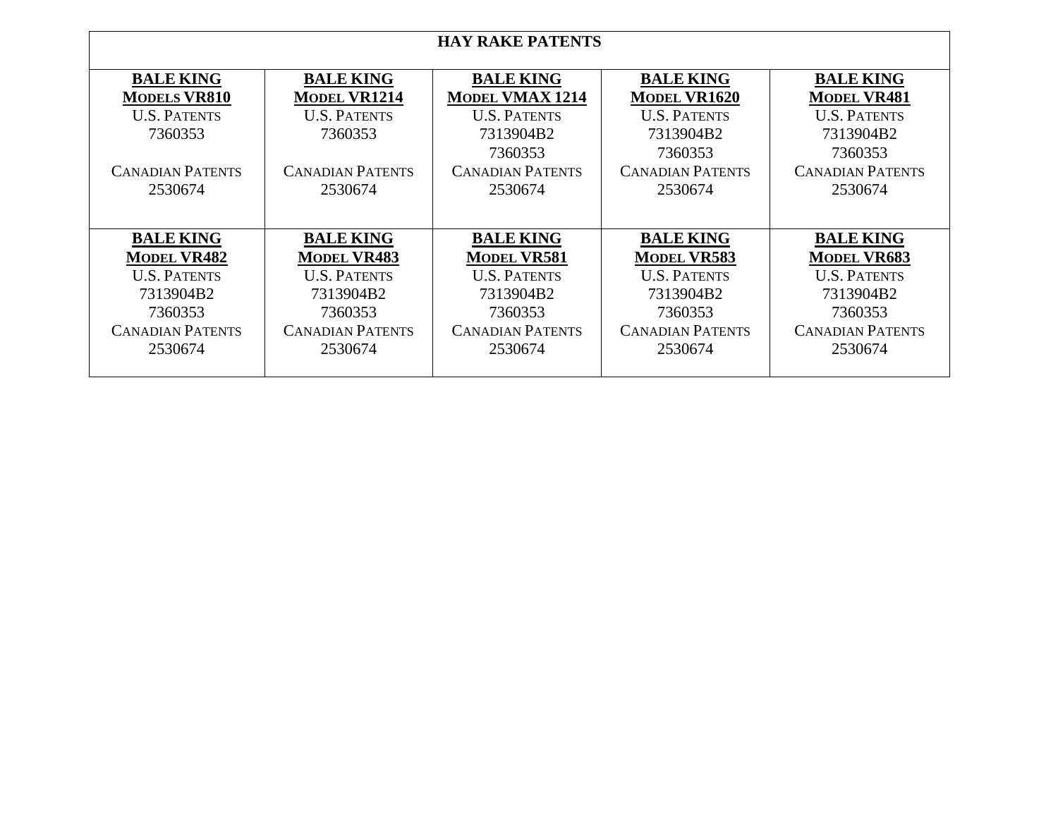| HAY RAKE PATENTS | | | | |
|---|---|---|---|---|
| **BALE KING**<br>**MODELS VR810**<br>U.S. PATENTS<br>7360353<br><br>CANADIAN PATENTS<br>2530674 | **BALE KING**<br>**MODEL VR1214**<br>U.S. PATENTS<br>7360353<br><br>CANADIAN PATENTS<br>2530674 | **BALE KING**<br>**MODEL VMAX 1214**<br>U.S. PATENTS<br>7313904B2<br>7360353<br>CANADIAN PATENTS<br>2530674 | **BALE KING**<br>**MODEL VR1620**<br>U.S. PATENTS<br>7313904B2<br>7360353<br>CANADIAN PATENTS<br>2530674 | **BALE KING**<br>**MODEL VR481**<br>U.S. PATENTS<br>7313904B2<br>7360353<br>CANADIAN PATENTS<br>2530674 |
| **BALE KING**<br>**MODEL VR482**<br>U.S. PATENTS<br>7313904B2<br>7360353<br>CANADIAN PATENTS<br>2530674 | **BALE KING**<br>**MODEL VR483**<br>U.S. PATENTS<br>7313904B2<br>7360353<br>CANADIAN PATENTS<br>2530674 | **BALE KING**<br>**MODEL VR581**<br>U.S. PATENTS<br>7313904B2<br>7360353<br>CANADIAN PATENTS<br>2530674 | **BALE KING**<br>**MODEL VR583**<br>U.S. PATENTS<br>7313904B2<br>7360353<br>CANADIAN PATENTS<br>2530674 | **BALE KING**<br>**MODEL VR683**<br>U.S. PATENTS<br>7313904B2<br>7360353<br>CANADIAN PATENTS<br>2530674 |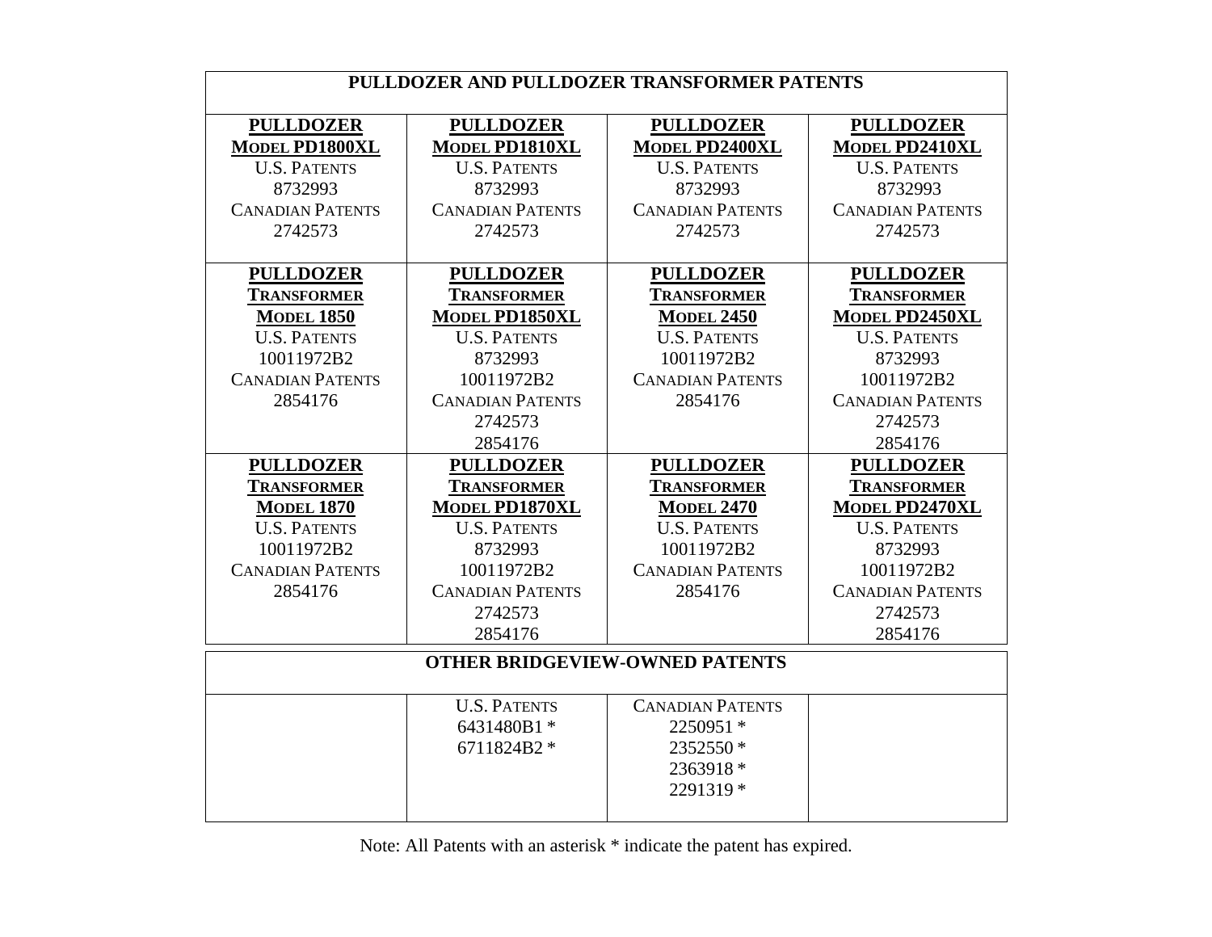| **PULLDOZER AND PULLDOZER TRANSFORMER PATENTS** | | | |
|---|---|---|---|
| **PULLDOZER**<br>**MODEL PD1800XL**<br>U.S. PATENTS<br>8732993<br>CANADIAN PATENTS<br>2742573 | **PULLDOZER**<br>**MODEL PD1810XL**<br>U.S. PATENTS<br>8732993<br>CANADIAN PATENTS<br>2742573 | **PULLDOZER**<br>**MODEL PD2400XL**<br>U.S. PATENTS<br>8732993<br>CANADIAN PATENTS<br>2742573 | **PULLDOZER**<br>**MODEL PD2410XL**<br>U.S. PATENTS<br>8732993<br>CANADIAN PATENTS<br>2742573 |
| **PULLDOZER**<br>**TRANSFORMER**<br>**MODEL 1850**<br>U.S. PATENTS<br>10011972B2<br>CANADIAN PATENTS<br>2854176 | **PULLDOZER**<br>**TRANSFORMER**<br>**MODEL PD1850XL**<br>U.S. PATENTS<br>8732993<br>10011972B2<br>CANADIAN PATENTS<br>2742573<br>2854176 | **PULLDOZER**<br>**TRANSFORMER**<br>**MODEL 2450**<br>U.S. PATENTS<br>10011972B2<br>CANADIAN PATENTS<br>2854176 | **PULLDOZER**<br>**TRANSFORMER**<br>**MODEL PD2450XL**<br>U.S. PATENTS<br>8732993<br>10011972B2<br>CANADIAN PATENTS<br>2742573<br>2854176 |
| **PULLDOZER**<br>**TRANSFORMER**<br>**MODEL 1870**<br>U.S. PATENTS<br>10011972B2<br>CANADIAN PATENTS<br>2854176 | **PULLDOZER**<br>**TRANSFORMER**<br>**MODEL PD1870XL**<br>U.S. PATENTS<br>8732993<br>10011972B2<br>CANADIAN PATENTS<br>2742573<br>2854176 | **PULLDOZER**<br>**TRANSFORMER**<br>**MODEL 2470**<br>U.S. PATENTS<br>10011972B2<br>CANADIAN PATENTS<br>2854176 | **PULLDOZER**<br>**TRANSFORMER**<br>**MODEL PD2470XL**<br>U.S. PATENTS<br>8732993<br>10011972B2<br>CANADIAN PATENTS<br>2742573<br>2854176 |

| **OTHER BRIDGEVIEW-OWNED PATENTS** | | | |
|---|---|---|---|
| | U.S. PATENTS<br>6431480B1 *<br>6711824B2 * | CANADIAN PATENTS<br>2250951 *<br>2352550 *<br>2363918 *<br>2291319 * | |

Note: All Patents with an asterisk * indicate the patent has expired.